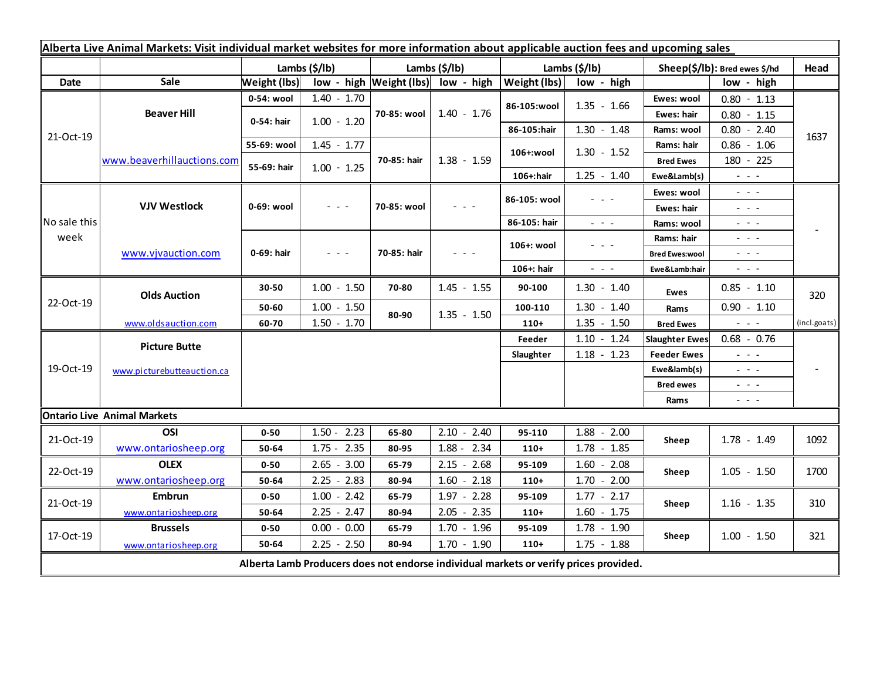**Alberta Live Animal Markets: Visit individual market websites for more information about applicable auction fees and upcoming sales**

| Date | Sale | Lambs ($/lb) | | Lambs ($/lb) | | Lambs ($/lb) | | Sheep($/lb): Bred ewes $/hd | | Head |
|---|---|---|---|---|---|---|---|---|---|---|
| | | Weight (lbs) | low - high | Weight (lbs) | low - high | Weight (lbs) | low - high | | low - high | |
| 21-Oct-19 | Beaver Hill | 0-54: wool | 1.40 - 1.70 | 70-85: wool | 1.40 - 1.76 | 86-105:wool | 1.35 - 1.66 | Ewes: wool | 0.80 - 1.13 | 1637 |
| | | 0-54: hair | 1.00 - 1.20 | | | | | Ewes: hair | 0.80 - 1.15 | |
| | | | | | | 86-105:hair | 1.30 - 1.48 | Rams: wool | 0.80 - 2.40 | |
| | www.beaverhillauctions.com | 55-69: wool | 1.45 - 1.77 | 70-85: hair | 1.38 - 1.59 | 106+:wool | 1.30 - 1.52 | Rams: hair | 0.86 - 1.06 | |
| | | 55-69: hair | 1.00 - 1.25 | | | | | Bred Ewes | 180 - 225 | |
| | | | | | | 106+:hair | 1.25 - 1.40 | Ewe&Lamb(s) | - - - | |
| No sale this week | VJV Westlock | 0-69: wool | - - - | 70-85: wool | - - - | 86-105: wool | - - - | Ewes: wool | - - - | - |
| | | | | | | | | Ewes: hair | - - - | |
| | | | | | | 86-105: hair | - - - | Rams: wool | - - - | |
| | www.vjvauction.com | 0-69: hair | - - - | 70-85: hair | - - - | 106+: wool | - - - | Rams: hair | - - - | |
| | | | | | | | | Bred Ewes:wool | - - - | |
| | | | | | | 106+: hair | - - - | Ewe&Lamb:hair | - - - | |
| 22-Oct-19 | Olds Auction | 30-50 | 1.00 - 1.50 | 70-80 | 1.45 - 1.55 | 90-100 | 1.30 - 1.40 | Ewes | 0.85 - 1.10 | 320 |
| | | 50-60 | 1.00 - 1.50 | 80-90 | 1.35 - 1.50 | 100-110 | 1.30 - 1.40 | Rams | 0.90 - 1.10 | |
| | www.oldsauction.com | 60-70 | 1.50 - 1.70 | | | 110+ | 1.35 - 1.50 | Bred Ewes | - - - | (incl.goats) |
| 19-Oct-19 | Picture Butte | | | | | Feeder | 1.10 - 1.24 | Slaughter Ewes | 0.68 - 0.76 | - |
| | www.picturebutteauction.ca | | | | | Slaughter | 1.18 - 1.23 | Feeder Ewes | - - - | |
| | | | | | | | | Ewe&lamb(s) | - - - | |
| | | | | | | | | Bred ewes | - - - | |
| | | | | | | | | Rams | - - - | |
| **Ontario Live Animal Markets** | | | | | | | | | | |
| 21-Oct-19 | OSI | 0-50 | 1.50 - 2.23 | 65-80 | 2.10 - 2.40 | 95-110 | 1.88 - 2.00 | Sheep | 1.78 - 1.49 | 1092 |
| | www.ontariosheep.org | 50-64 | 1.75 - 2.35 | 80-95 | 1.88 - 2.34 | 110+ | 1.78 - 1.85 | | | |
| 22-Oct-19 | OLEX | 0-50 | 2.65 - 3.00 | 65-79 | 2.15 - 2.68 | 95-109 | 1.60 - 2.08 | Sheep | 1.05 - 1.50 | 1700 |
| | www.ontariosheep.org | 50-64 | 2.25 - 2.83 | 80-94 | 1.60 - 2.18 | 110+ | 1.70 - 2.00 | | | |
| 21-Oct-19 | Embrun | 0-50 | 1.00 - 2.42 | 65-79 | 1.97 - 2.28 | 95-109 | 1.77 - 2.17 | Sheep | 1.16 - 1.35 | 310 |
| | www.ontariosheep.org | 50-64 | 2.25 - 2.47 | 80-94 | 2.05 - 2.35 | 110+ | 1.60 - 1.75 | | | |
| 17-Oct-19 | Brussels | 0-50 | 0.00 - 0.00 | 65-79 | 1.70 - 1.96 | 95-109 | 1.78 - 1.90 | Sheep | 1.00 - 1.50 | 321 |
| | www.ontariosheep.org | 50-64 | 2.25 - 2.50 | 80-94 | 1.70 - 1.90 | 110+ | 1.75 - 1.88 | | | |

**Alberta Lamb Producers does not endorse individual markets or verify prices provided.**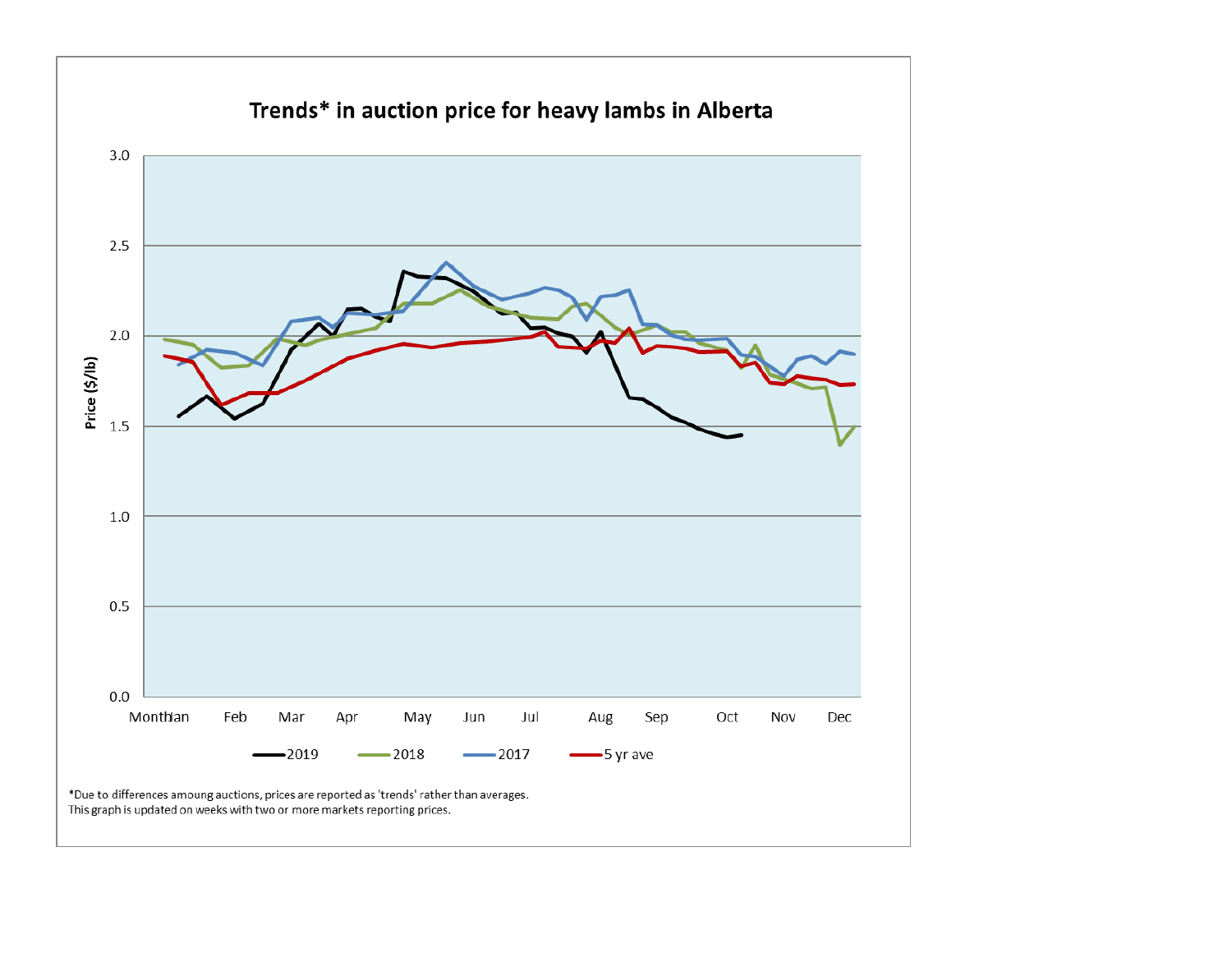## Trends* in auction price for heavy lambs in Alberta

Price ($/lb)

3.0
2.5
2.0
1.5
1.0
0.5
0.0

Month Jan Feb Mar Apr May Jun Jul Aug Sep Oct Nov Dec

2019 2018 2017 5 yr ave

*Due to differences amoung auctions, prices are reported as 'trends' rather than averages.
This graph is updated on weeks with two or more markets reporting prices.